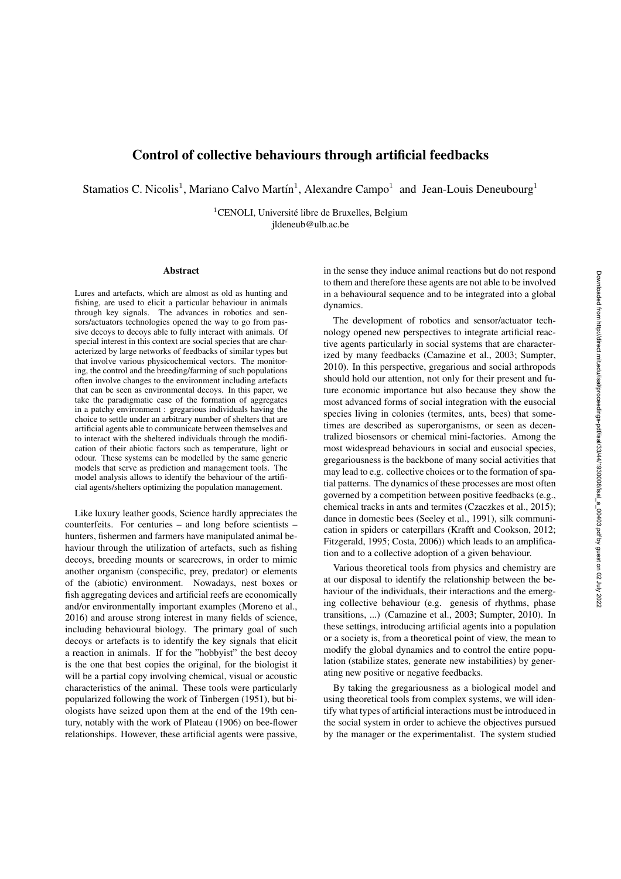# Control of collective behaviours through artificial feedbacks

Stamatios C. Nicolis[1], Mariano Calvo Martín[1], Alexandre Campo[1] and Jean-Louis Deneubourg[1]

[1]CENOLI, Université libre de Bruxelles, Belgium
jldeneub@ulb.ac.be

## Abstract

Lures and artefacts, which are almost as old as hunting and fishing, are used to elicit a particular behaviour in animals through key signals. The advances in robotics and sensors/actuators technologies opened the way to go from passive decoys to decoys able to fully interact with animals. Of special interest in this context are social species that are characterized by large networks of feedbacks of similar types but that involve various physicochemical vectors. The monitoring, the control and the breeding/farming of such populations often involve changes to the environment including artefacts that can be seen as environmental decoys. In this paper, we take the paradigmatic case of the formation of aggregates in a patchy environment : gregarious individuals having the choice to settle under an arbitrary number of shelters that are artificial agents able to communicate between themselves and to interact with the sheltered individuals through the modification of their abiotic factors such as temperature, light or odour. These systems can be modelled by the same generic models that serve as prediction and management tools. The model analysis allows to identify the behaviour of the artificial agents/shelters optimizing the population management.

Like luxury leather goods, Science hardly appreciates the counterfeits. For centuries – and long before scientists – hunters, fishermen and farmers have manipulated animal behaviour through the utilization of artefacts, such as fishing decoys, breeding mounts or scarecrows, in order to mimic another organism (conspecific, prey, predator) or elements of the (abiotic) environment. Nowadays, nest boxes or fish aggregating devices and artificial reefs are economically and/or environmentally important examples (Moreno et al., 2016) and arouse strong interest in many fields of science, including behavioural biology. The primary goal of such decoys or artefacts is to identify the key signals that elicit a reaction in animals. If for the "hobbyist" the best decoy is the one that best copies the original, for the biologist it will be a partial copy involving chemical, visual or acoustic characteristics of the animal. These tools were particularly popularized following the work of Tinbergen (1951), but biologists have seized upon them at the end of the 19th century, notably with the work of Plateau (1906) on bee-flower relationships. However, these artificial agents were passive, in the sense they induce animal reactions but do not respond to them and therefore these agents are not able to be involved in a behavioural sequence and to be integrated into a global dynamics.

The development of robotics and sensor/actuator technology opened new perspectives to integrate artificial reactive agents particularly in social systems that are characterized by many feedbacks (Camazine et al., 2003; Sumpter, 2010). In this perspective, gregarious and social arthropods should hold our attention, not only for their present and future economic importance but also because they show the most advanced forms of social integration with the eusocial species living in colonies (termites, ants, bees) that sometimes are described as superorganisms, or seen as decentralized biosensors or chemical mini-factories. Among the most widespread behaviours in social and eusocial species, gregariousness is the backbone of many social activities that may lead to e.g. collective choices or to the formation of spatial patterns. The dynamics of these processes are most often governed by a competition between positive feedbacks (e.g., chemical tracks in ants and termites (Czaczkes et al., 2015); dance in domestic bees (Seeley et al., 1991), silk communication in spiders or caterpillars (Krafft and Cookson, 2012; Fitzgerald, 1995; Costa, 2006)) which leads to an amplification and to a collective adoption of a given behaviour.

Various theoretical tools from physics and chemistry are at our disposal to identify the relationship between the behaviour of the individuals, their interactions and the emerging collective behaviour (e.g. genesis of rhythms, phase transitions, ...) (Camazine et al., 2003; Sumpter, 2010). In these settings, introducing artificial agents into a population or a society is, from a theoretical point of view, the mean to modify the global dynamics and to control the entire population (stabilize states, generate new instabilities) by generating new positive or negative feedbacks.

By taking the gregariousness as a biological model and using theoretical tools from complex systems, we will identify what types of artificial interactions must be introduced in the social system in order to achieve the objectives pursued by the manager or the experimentalist. The system studied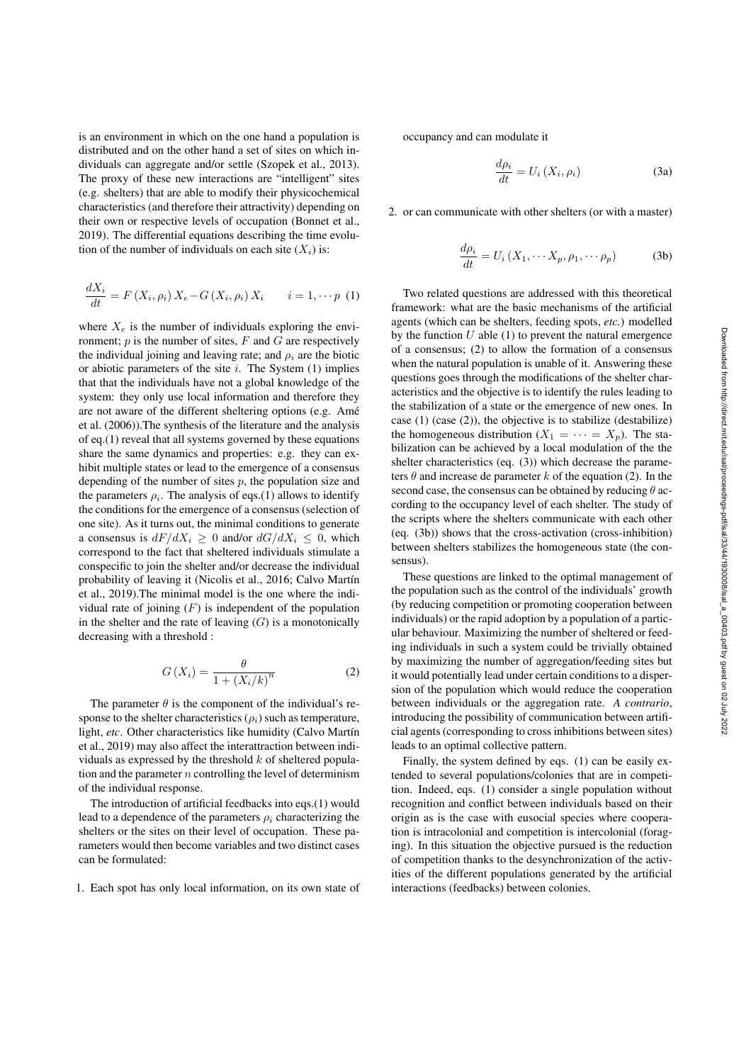is an environment in which on the one hand a population is distributed and on the other hand a set of sites on which individuals can aggregate and/or settle (Szopek et al., 2013). The proxy of these new interactions are "intelligent" sites (e.g. shelters) that are able to modify their physicochemical characteristics (and therefore their attractivity) depending on their own or respective levels of occupation (Bonnet et al., 2019). The differential equations describing the time evolution of the number of individuals on each site ($X_i$) is:

$$\frac{dX_i}{dt} = F\left(X_i, \rho_i\right) X_e - G\left(X_i, \rho_i\right) X_i \qquad i = 1, \cdots p \quad (1)$$

where $X_e$ is the number of individuals exploring the environment; $p$ is the number of sites, $F$ and $G$ are respectively the individual joining and leaving rate; and $\rho_i$ are the biotic or abiotic parameters of the site $i$. The System (1) implies that that the individuals have not a global knowledge of the system: they only use local information and therefore they are not aware of the different sheltering options (e.g. Amé et al. (2006)).The synthesis of the literature and the analysis of eq.(1) reveal that all systems governed by these equations share the same dynamics and properties: e.g. they can exhibit multiple states or lead to the emergence of a consensus depending of the number of sites $p$, the population size and the parameters $\rho_i$. The analysis of eqs.(1) allows to identify the conditions for the emergence of a consensus (selection of one site). As it turns out, the minimal conditions to generate a consensus is $dF/dX_i \geq 0$ and/or $dG/dX_i \leq 0$, which correspond to the fact that sheltered individuals stimulate a conspecific to join the shelter and/or decrease the individual probability of leaving it (Nicolis et al., 2016; Calvo Martín et al., 2019).The minimal model is the one where the individual rate of joining ($F$) is independent of the population in the shelter and the rate of leaving ($G$) is a monotonically decreasing with a threshold :

$$G\left(X_i\right) = \frac{\theta}{1 + \left(X_i/k\right)^n} \quad (2)$$

The parameter $\theta$ is the component of the individual's response to the shelter characteristics ($\rho_i$) such as temperature, light, *etc*. Other characteristics like humidity (Calvo Martín et al., 2019) may also affect the interattraction between individuals as expressed by the threshold $k$ of sheltered population and the parameter $n$ controlling the level of determinism of the individual response.

The introduction of artificial feedbacks into eqs.(1) would lead to a dependence of the parameters $\rho_i$ characterizing the shelters or the sites on their level of occupation. These parameters would then become variables and two distinct cases can be formulated:

1. Each spot has only local information, on its own state of occupancy and can modulate it

$$\frac{d\rho_i}{dt} = U_i\left(X_i, \rho_i\right) \quad (3a)$$

2. or can communicate with other shelters (or with a master)

$$\frac{d\rho_i}{dt} = U_i\left(X_1, \cdots X_p, \rho_1, \cdots \rho_p\right) \quad (3b)$$

Two related questions are addressed with this theoretical framework: what are the basic mechanisms of the artificial agents (which can be shelters, feeding spots, *etc.*) modelled by the function $U$ able (1) to prevent the natural emergence of a consensus; (2) to allow the formation of a consensus when the natural population is unable of it. Answering these questions goes through the modifications of the shelter characteristics and the objective is to identify the rules leading to the stabilization of a state or the emergence of new ones. In case (1) (case (2)), the objective is to stabilize (destabilize) the homogeneous distribution ($X_1 = \cdots = X_p$). The stabilization can be achieved by a local modulation of the the shelter characteristics (eq. (3)) which decrease the parameters $\theta$ and increase de parameter $k$ of the equation (2). In the second case, the consensus can be obtained by reducing $\theta$ according to the occupancy level of each shelter. The study of the scripts where the shelters communicate with each other (eq. (3b)) shows that the cross-activation (cross-inhibition) between shelters stabilizes the homogeneous state (the consensus).

These questions are linked to the optimal management of the population such as the control of the individuals' growth (by reducing competition or promoting cooperation between individuals) or the rapid adoption by a population of a particular behaviour. Maximizing the number of sheltered or feeding individuals in such a system could be trivially obtained by maximizing the number of aggregation/feeding sites but it would potentially lead under certain conditions to a dispersion of the population which would reduce the cooperation between individuals or the aggregation rate. *A contrario*, introducing the possibility of communication between artificial agents (corresponding to cross inhibitions between sites) leads to an optimal collective pattern.

Finally, the system defined by eqs. (1) can be easily extended to several populations/colonies that are in competition. Indeed, eqs. (1) consider a single population without recognition and conflict between individuals based on their origin as is the case with eusocial species where cooperation is intracolonial and competition is intercolonial (foraging). In this situation the objective pursued is the reduction of competition thanks to the desynchronization of the activities of the different populations generated by the artificial interactions (feedbacks) between colonies.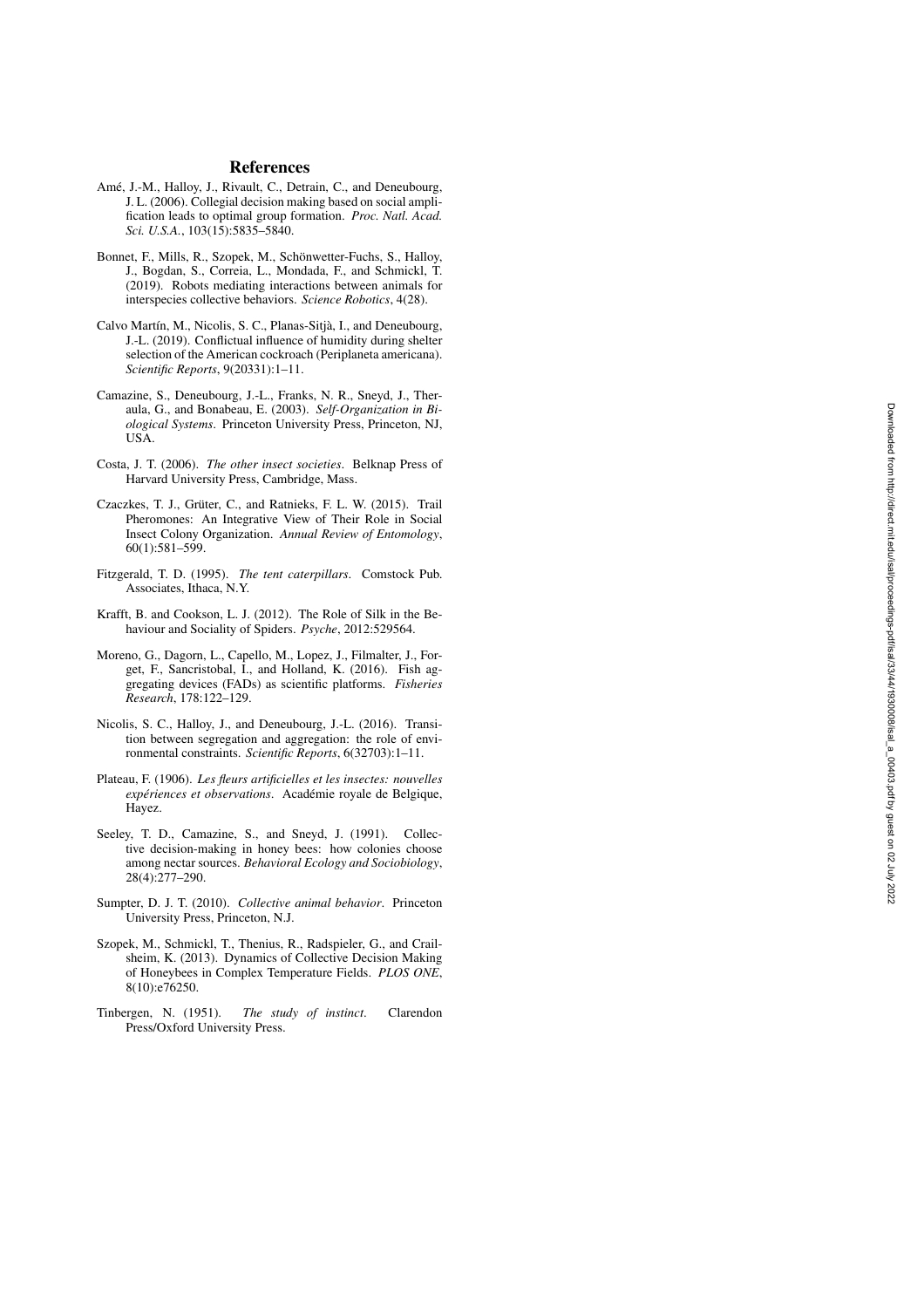## References

Amé, J.-M., Halloy, J., Rivault, C., Detrain, C., and Deneubourg, J. L. (2006). Collegial decision making based on social amplification leads to optimal group formation. *Proc. Natl. Acad. Sci. U.S.A.*, 103(15):5835–5840.

Bonnet, F., Mills, R., Szopek, M., Schönwetter-Fuchs, S., Halloy, J., Bogdan, S., Correia, L., Mondada, F., and Schmickl, T. (2019). Robots mediating interactions between animals for interspecies collective behaviors. *Science Robotics*, 4(28).

Calvo Martín, M., Nicolis, S. C., Planas-Sitjà, I., and Deneubourg, J.-L. (2019). Conflictual influence of humidity during shelter selection of the American cockroach (Periplaneta americana). *Scientific Reports*, 9(20331):1–11.

Camazine, S., Deneubourg, J.-L., Franks, N. R., Sneyd, J., Theraula, G., and Bonabeau, E. (2003). *Self-Organization in Biological Systems*. Princeton University Press, Princeton, NJ, USA.

Costa, J. T. (2006). *The other insect societies*. Belknap Press of Harvard University Press, Cambridge, Mass.

Czaczkes, T. J., Grüter, C., and Ratnieks, F. L. W. (2015). Trail Pheromones: An Integrative View of Their Role in Social Insect Colony Organization. *Annual Review of Entomology*, 60(1):581–599.

Fitzgerald, T. D. (1995). *The tent caterpillars*. Comstock Pub. Associates, Ithaca, N.Y.

Krafft, B. and Cookson, L. J. (2012). The Role of Silk in the Behaviour and Sociality of Spiders. *Psyche*, 2012:529564.

Moreno, G., Dagorn, L., Capello, M., Lopez, J., Filmalter, J., Forget, F., Sancristobal, I., and Holland, K. (2016). Fish aggregating devices (FADs) as scientific platforms. *Fisheries Research*, 178:122–129.

Nicolis, S. C., Halloy, J., and Deneubourg, J.-L. (2016). Transition between segregation and aggregation: the role of environmental constraints. *Scientific Reports*, 6(32703):1–11.

Plateau, F. (1906). *Les fleurs artificielles et les insectes: nouvelles expériences et observations*. Académie royale de Belgique, Hayez.

Seeley, T. D., Camazine, S., and Sneyd, J. (1991). Collective decision-making in honey bees: how colonies choose among nectar sources. *Behavioral Ecology and Sociobiology*, 28(4):277–290.

Sumpter, D. J. T. (2010). *Collective animal behavior*. Princeton University Press, Princeton, N.J.

Szopek, M., Schmickl, T., Thenius, R., Radspieler, G., and Crailsheim, K. (2013). Dynamics of Collective Decision Making of Honeybees in Complex Temperature Fields. *PLOS ONE*, 8(10):e76250.

Tinbergen, N. (1951). *The study of instinct*. Clarendon Press/Oxford University Press.